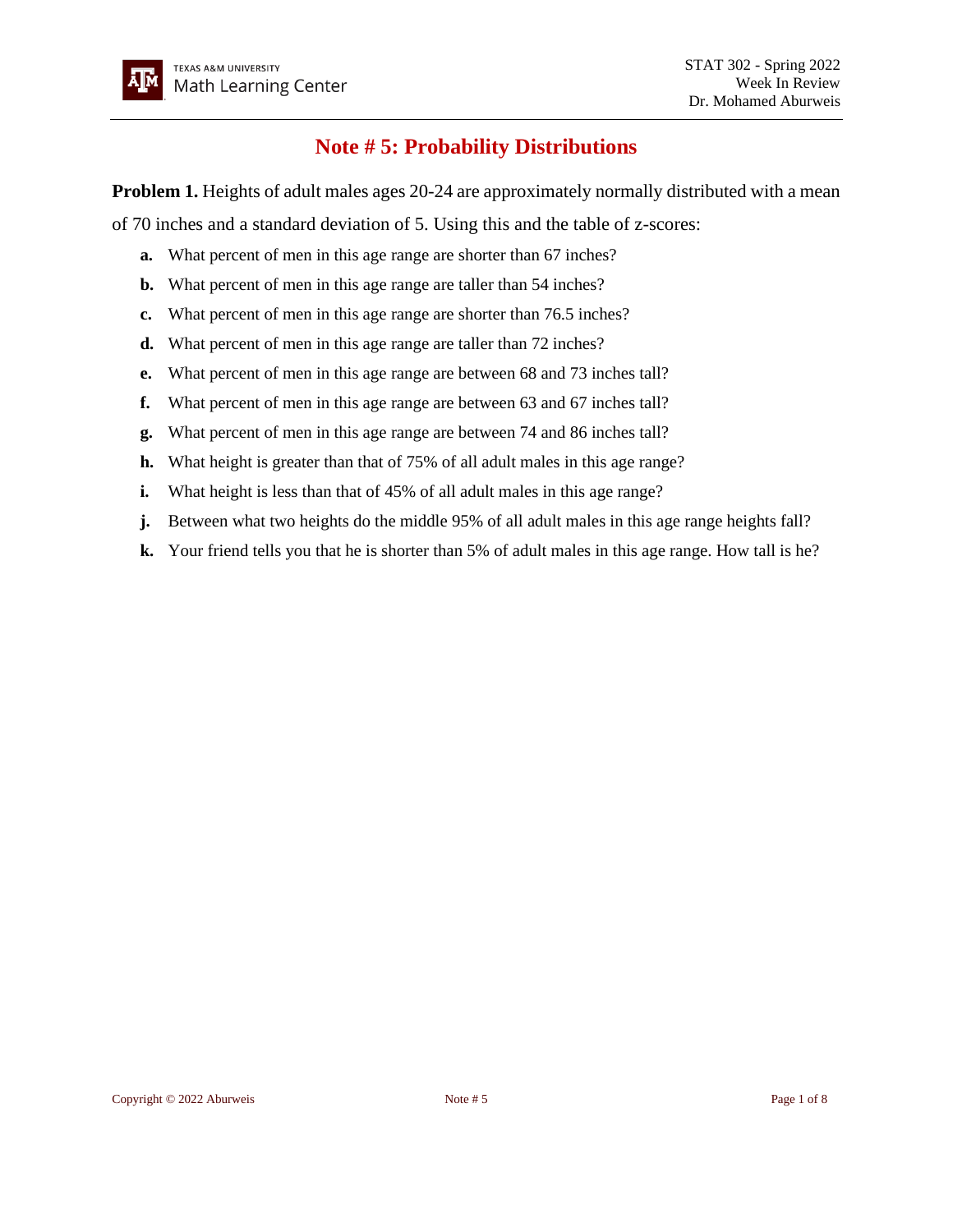# Note # 5: Probability Distributions

**Problem 1.** Heights of adult males ages 20-24 are approximately normally distributed with a mean of 70 inches and a standard deviation of 5. Using this and the table of z-scores:

- **a.** What percent of men in this age range are shorter than 67 inches?
- **b.** What percent of men in this age range are taller than 54 inches?
- **c.** What percent of men in this age range are shorter than 76.5 inches?
- **d.** What percent of men in this age range are taller than 72 inches?
- **e.** What percent of men in this age range are between 68 and 73 inches tall?
- **f.** What percent of men in this age range are between 63 and 67 inches tall?
- **g.** What percent of men in this age range are between 74 and 86 inches tall?
- **h.** What height is greater than that of 75% of all adult males in this age range?
- **i.** What height is less than that of 45% of all adult males in this age range?
- **j.** Between what two heights do the middle 95% of all adult males in this age range heights fall?
- **k.** Your friend tells you that he is shorter than 5% of adult males in this age range. How tall is he?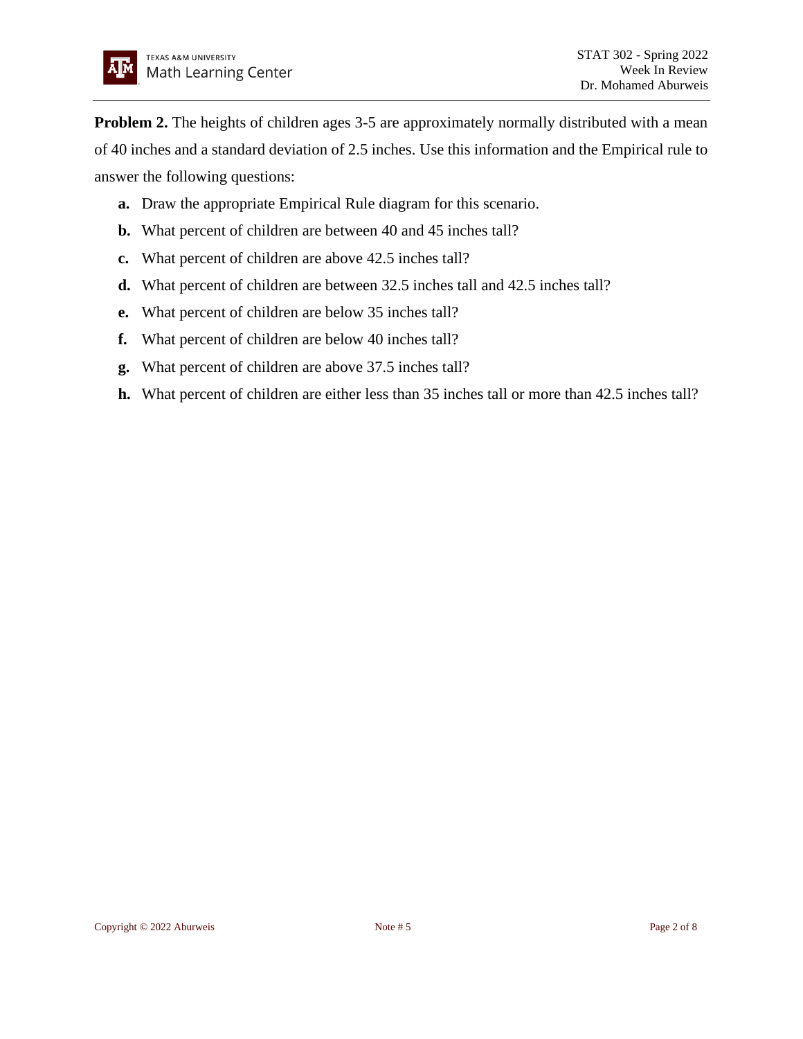**Problem 2.** The heights of children ages 3-5 are approximately normally distributed with a mean of 40 inches and a standard deviation of 2.5 inches. Use this information and the Empirical rule to answer the following questions:

- **a.** Draw the appropriate Empirical Rule diagram for this scenario.
- **b.** What percent of children are between 40 and 45 inches tall?
- **c.** What percent of children are above 42.5 inches tall?
- **d.** What percent of children are between 32.5 inches tall and 42.5 inches tall?
- **e.** What percent of children are below 35 inches tall?
- **f.** What percent of children are below 40 inches tall?
- **g.** What percent of children are above 37.5 inches tall?
- **h.** What percent of children are either less than 35 inches tall or more than 42.5 inches tall?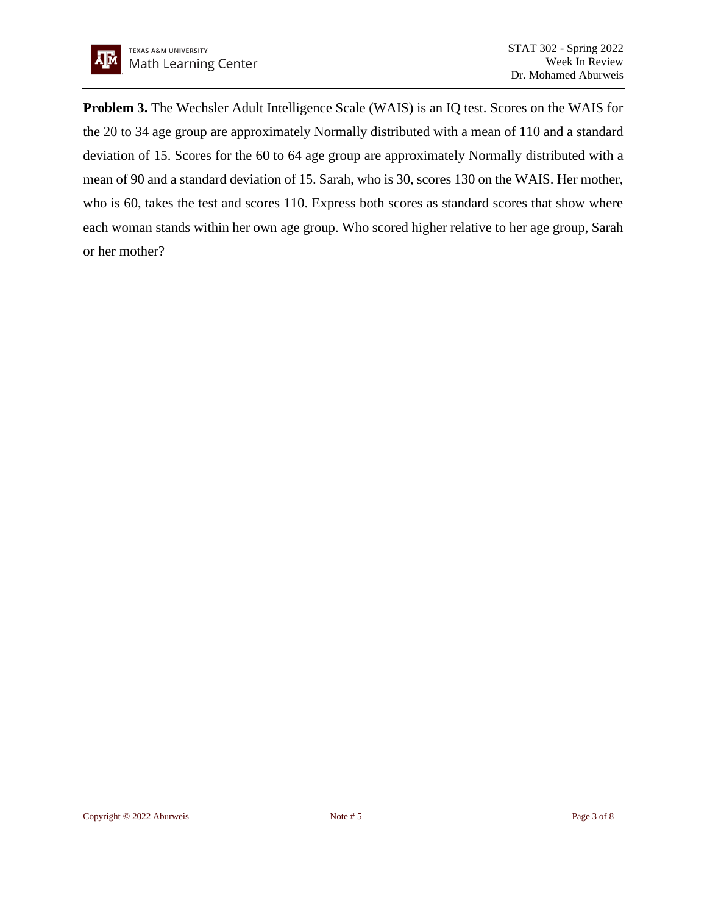**Problem 3.** The Wechsler Adult Intelligence Scale (WAIS) is an IQ test. Scores on the WAIS for the 20 to 34 age group are approximately Normally distributed with a mean of 110 and a standard deviation of 15. Scores for the 60 to 64 age group are approximately Normally distributed with a mean of 90 and a standard deviation of 15. Sarah, who is 30, scores 130 on the WAIS. Her mother, who is 60, takes the test and scores 110. Express both scores as standard scores that show where each woman stands within her own age group. Who scored higher relative to her age group, Sarah or her mother?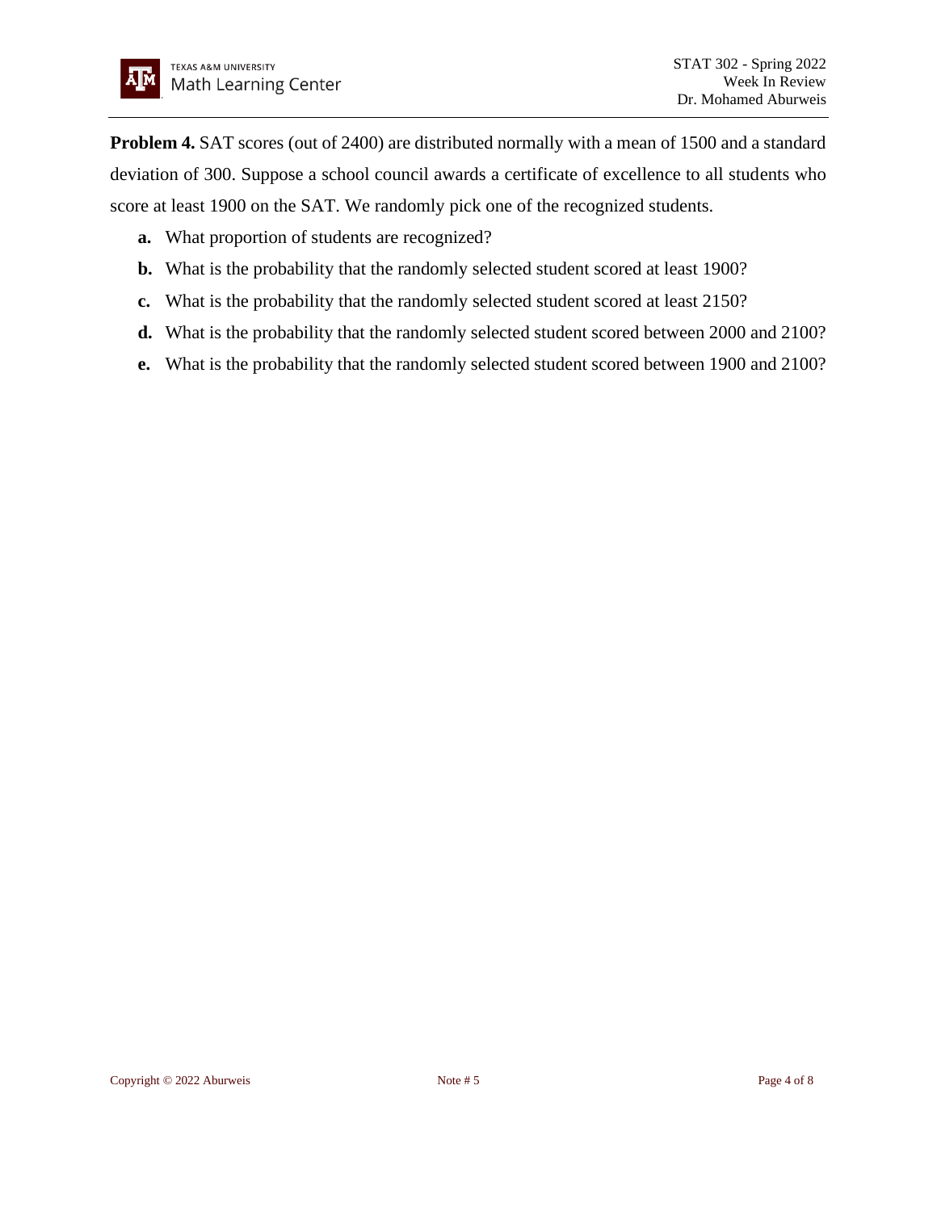**Problem 4.** SAT scores (out of 2400) are distributed normally with a mean of 1500 and a standard deviation of 300. Suppose a school council awards a certificate of excellence to all students who score at least 1900 on the SAT. We randomly pick one of the recognized students.

- **a.** What proportion of students are recognized?
- **b.** What is the probability that the randomly selected student scored at least 1900?
- **c.** What is the probability that the randomly selected student scored at least 2150?
- **d.** What is the probability that the randomly selected student scored between 2000 and 2100?
- **e.** What is the probability that the randomly selected student scored between 1900 and 2100?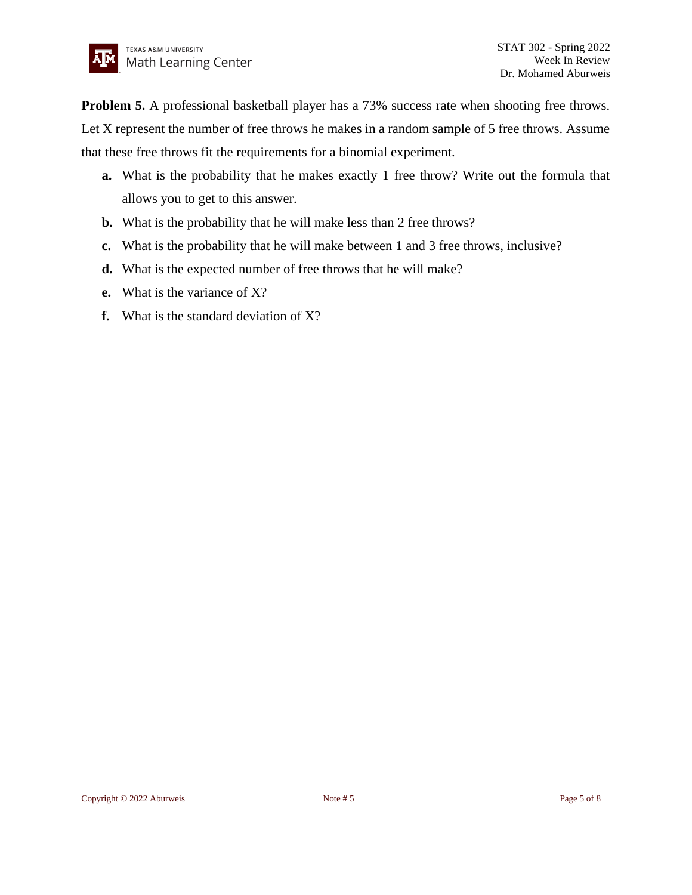**Problem 5.** A professional basketball player has a 73% success rate when shooting free throws. Let X represent the number of free throws he makes in a random sample of 5 free throws. Assume that these free throws fit the requirements for a binomial experiment.

- **a.** What is the probability that he makes exactly 1 free throw? Write out the formula that allows you to get to this answer.
- **b.** What is the probability that he will make less than 2 free throws?
- **c.** What is the probability that he will make between 1 and 3 free throws, inclusive?
- **d.** What is the expected number of free throws that he will make?
- **e.** What is the variance of X?
- **f.** What is the standard deviation of X?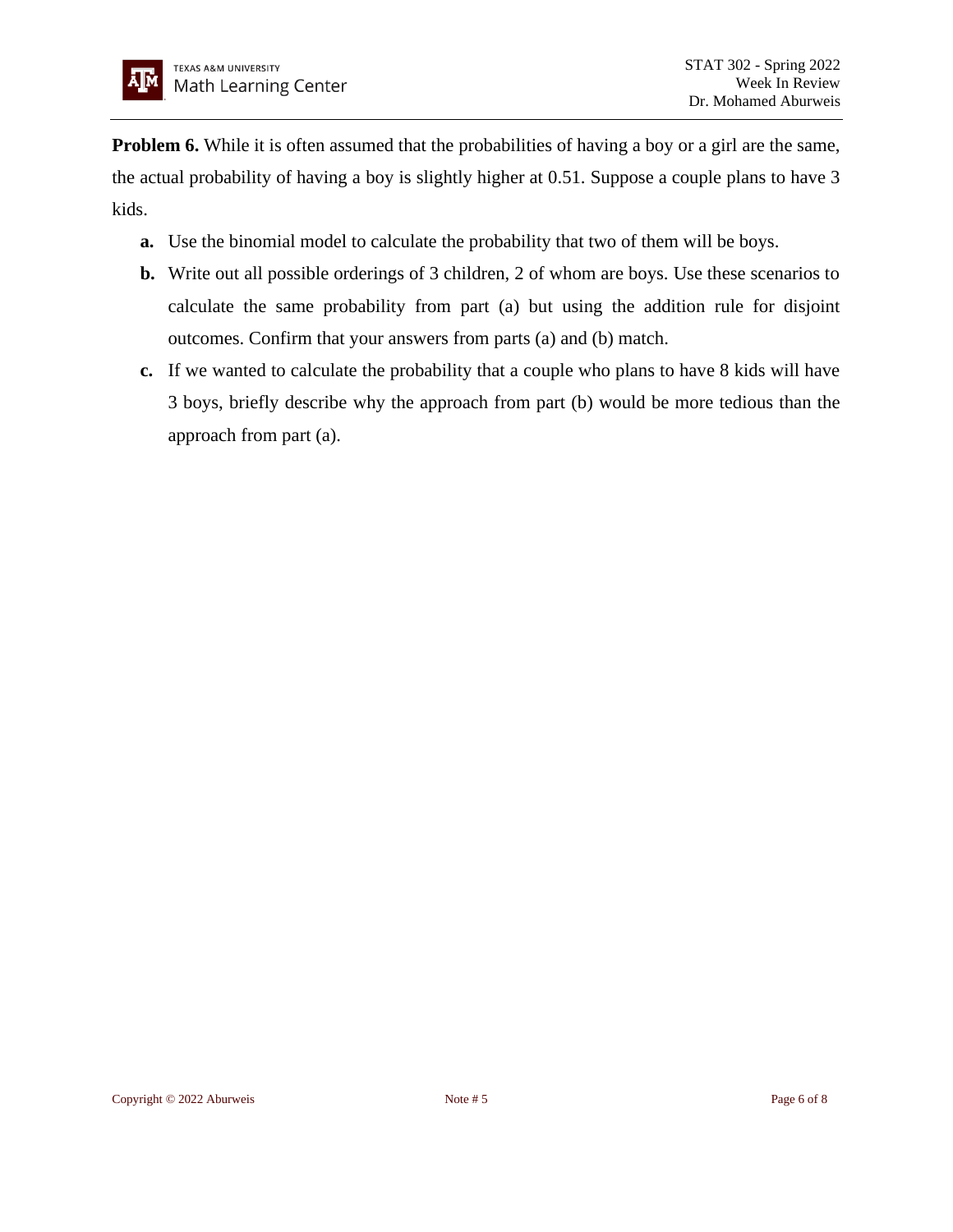**Problem 6.** While it is often assumed that the probabilities of having a boy or a girl are the same, the actual probability of having a boy is slightly higher at 0.51. Suppose a couple plans to have 3 kids.

- **a.** Use the binomial model to calculate the probability that two of them will be boys.
- **b.** Write out all possible orderings of 3 children, 2 of whom are boys. Use these scenarios to calculate the same probability from part (a) but using the addition rule for disjoint outcomes. Confirm that your answers from parts (a) and (b) match.
- **c.** If we wanted to calculate the probability that a couple who plans to have 8 kids will have 3 boys, briefly describe why the approach from part (b) would be more tedious than the approach from part (a).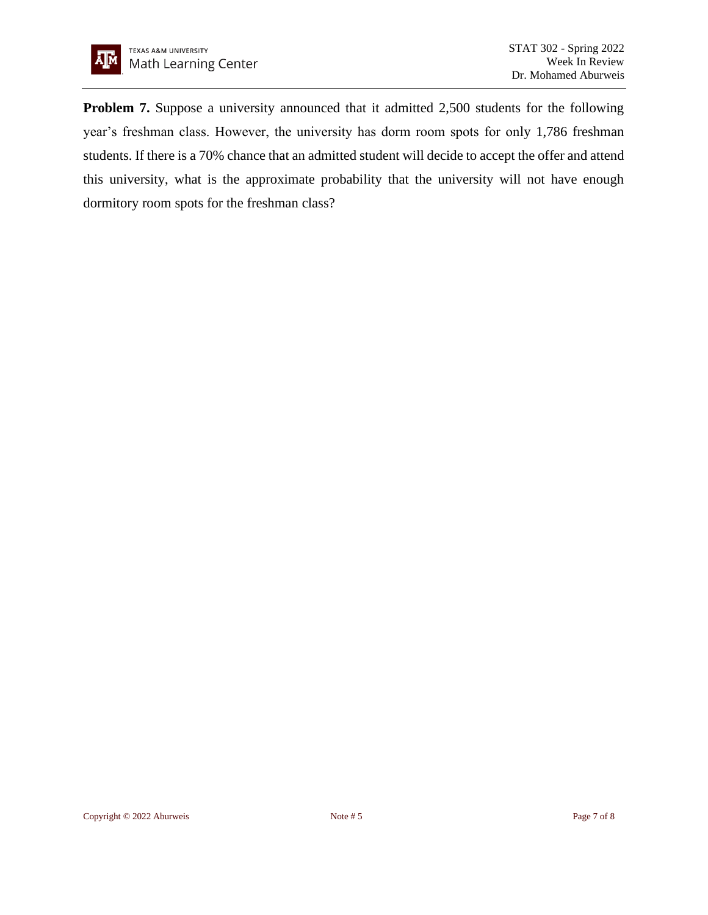**Problem 7.** Suppose a university announced that it admitted 2,500 students for the following year's freshman class. However, the university has dorm room spots for only 1,786 freshman students. If there is a 70% chance that an admitted student will decide to accept the offer and attend this university, what is the approximate probability that the university will not have enough dormitory room spots for the freshman class?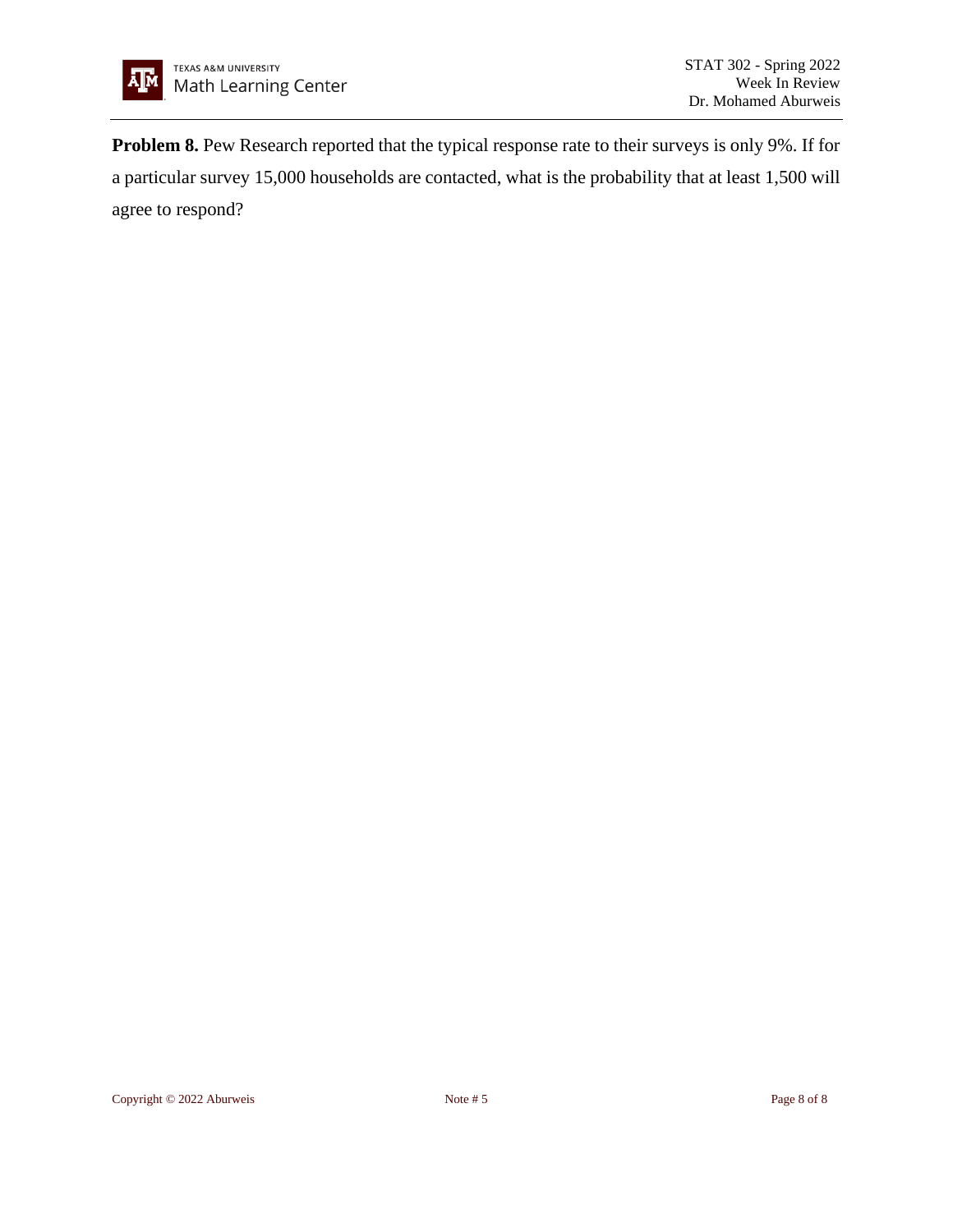**Problem 8.** Pew Research reported that the typical response rate to their surveys is only 9%. If for a particular survey 15,000 households are contacted, what is the probability that at least 1,500 will agree to respond?